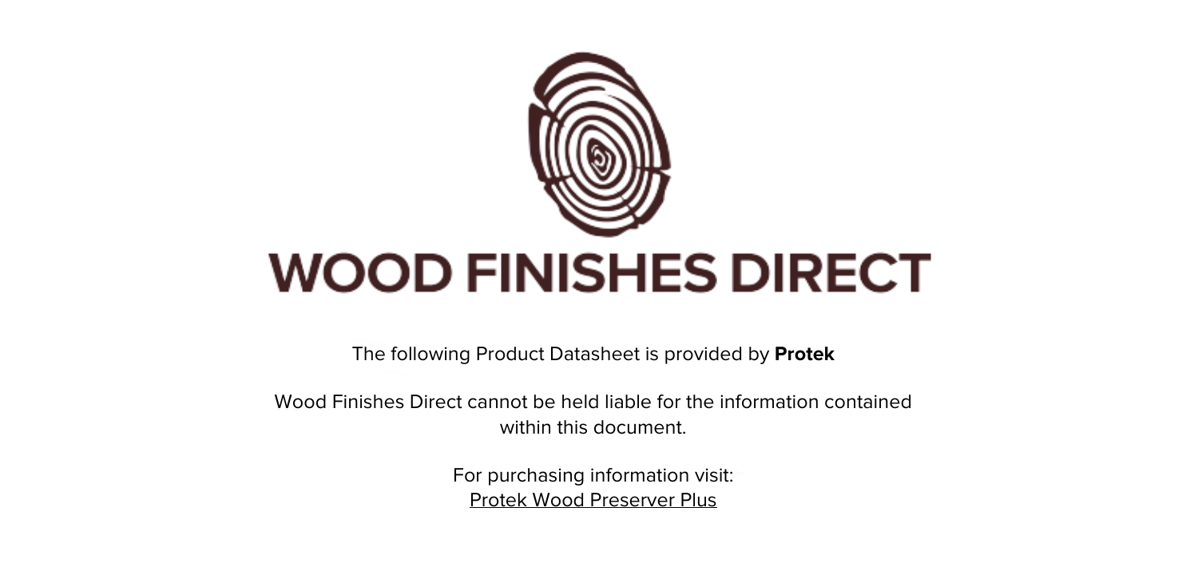# WOOD FINISHES DIRECT

The following Product Datasheet is provided by **Protek**

Wood Finishes Direct cannot be held liable for the information contained within this document.

For purchasing information visit:
Protek Wood Preserver Plus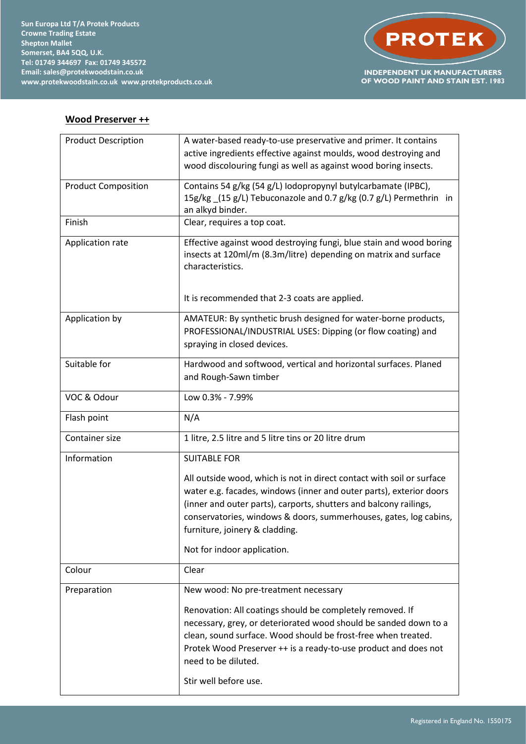Sun Europa Ltd T/A Protek Products
Crowne Trading Estate
Shepton Mallet
Somerset, BA4 5QQ, U.K.
Tel: 01749 344697 Fax: 01749 345572
Email: sales@protekwoodstain.co.uk
www.protekwoodstain.co.uk www.protekproducts.co.uk

PROTEK
INDEPENDENT UK MANUFACTURERS OF WOOD PAINT AND STAIN EST. 1983

**Wood Preserver ++**

| | |
|---|---|
| Product Description | A water-based ready-to-use preservative and primer. It contains active ingredients effective against moulds, wood destroying and wood discolouring fungi as well as against wood boring insects. |
| Product Composition | Contains 54 g/kg (54 g/L) Iodopropynyl butylcarbamate (IPBC), 15g/kg _(15 g/L) Tebuconazole and 0.7 g/kg (0.7 g/L) Permethrin in an alkyd binder. |
| Finish | Clear, requires a top coat. |
| Application rate | Effective against wood destroying fungi, blue stain and wood boring insects at 120ml/m (8.3m/litre) depending on matrix and surface characteristics.<br><br>It is recommended that 2-3 coats are applied. |
| Application by | AMATEUR: By synthetic brush designed for water-borne products, PROFESSIONAL/INDUSTRIAL USES: Dipping (or flow coating) and spraying in closed devices. |
| Suitable for | Hardwood and softwood, vertical and horizontal surfaces. Planed and Rough-Sawn timber |
| VOC & Odour | Low 0.3% - 7.99% |
| Flash point | N/A |
| Container size | 1 litre, 2.5 litre and 5 litre tins or 20 litre drum |
| Information | SUITABLE FOR<br><br>All outside wood, which is not in direct contact with soil or surface water e.g. facades, windows (inner and outer parts), exterior doors (inner and outer parts), carports, shutters and balcony railings, conservatories, windows & doors, summerhouses, gates, log cabins, furniture, joinery & cladding.<br><br>Not for indoor application. |
| Colour | Clear |
| Preparation | New wood: No pre-treatment necessary<br><br>Renovation: All coatings should be completely removed. If necessary, grey, or deteriorated wood should be sanded down to a clean, sound surface. Wood should be frost-free when treated. Protek Wood Preserver ++ is a ready-to-use product and does not need to be diluted.<br><br>Stir well before use. |

Registered in England No. 1550175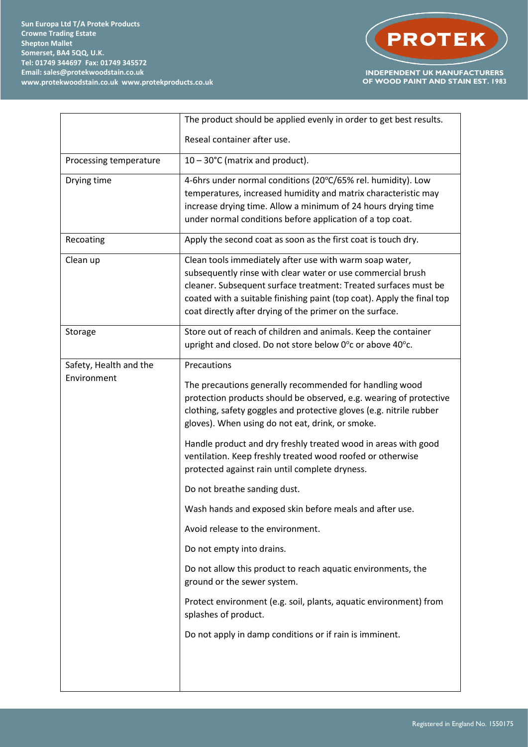| | |
|---|---|
| | The product should be applied evenly in order to get best results.<br><br>Reseal container after use. |
| Processing temperature | 10 – 30°C (matrix and product). |
| Drying time | 4-6hrs under normal conditions (20°C/65% rel. humidity). Low temperatures, increased humidity and matrix characteristic may increase drying time. Allow a minimum of 24 hours drying time under normal conditions before application of a top coat. |
| Recoating | Apply the second coat as soon as the first coat is touch dry. |
| Clean up | Clean tools immediately after use with warm soap water, subsequently rinse with clear water or use commercial brush cleaner. Subsequent surface treatment: Treated surfaces must be coated with a suitable finishing paint (top coat). Apply the final top coat directly after drying of the primer on the surface. |
| Storage | Store out of reach of children and animals. Keep the container upright and closed. Do not store below 0°c or above 40°c. |
| Safety, Health and the Environment | Precautions<br><br>The precautions generally recommended for handling wood protection products should be observed, e.g. wearing of protective clothing, safety goggles and protective gloves (e.g. nitrile rubber gloves). When using do not eat, drink, or smoke.<br><br>Handle product and dry freshly treated wood in areas with good ventilation. Keep freshly treated wood roofed or otherwise protected against rain until complete dryness.<br><br>Do not breathe sanding dust.<br><br>Wash hands and exposed skin before meals and after use.<br><br>Avoid release to the environment.<br><br>Do not empty into drains.<br><br>Do not allow this product to reach aquatic environments, the ground or the sewer system.<br><br>Protect environment (e.g. soil, plants, aquatic environment) from splashes of product.<br><br>Do not apply in damp conditions or if rain is imminent. |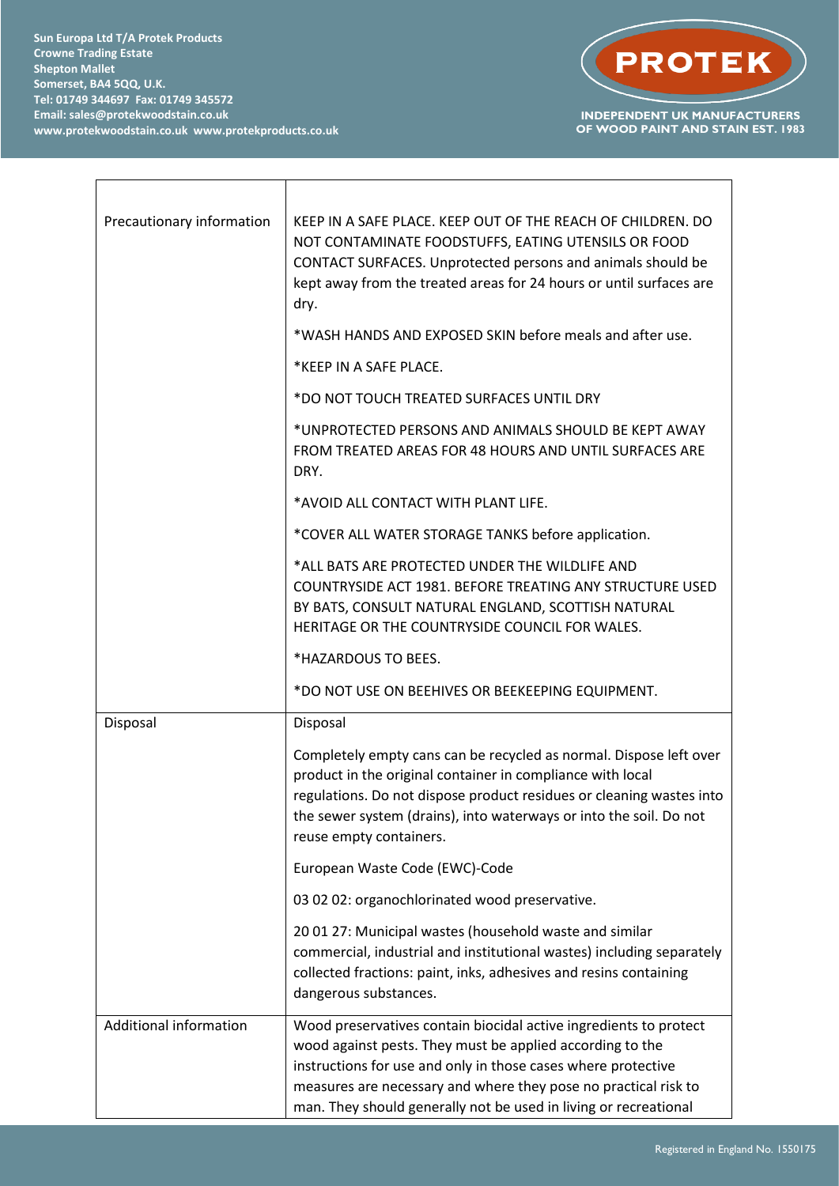| | |
|---|---|
| Precautionary information | KEEP IN A SAFE PLACE. KEEP OUT OF THE REACH OF CHILDREN. DO NOT CONTAMINATE FOODSTUFFS, EATING UTENSILS OR FOOD CONTACT SURFACES. Unprotected persons and animals should be kept away from the treated areas for 24 hours or until surfaces are dry.<br><br>*WASH HANDS AND EXPOSED SKIN before meals and after use.<br><br>*KEEP IN A SAFE PLACE.<br><br>*DO NOT TOUCH TREATED SURFACES UNTIL DRY<br><br>*UNPROTECTED PERSONS AND ANIMALS SHOULD BE KEPT AWAY FROM TREATED AREAS FOR 48 HOURS AND UNTIL SURFACES ARE DRY.<br><br>*AVOID ALL CONTACT WITH PLANT LIFE.<br><br>*COVER ALL WATER STORAGE TANKS before application.<br><br>*ALL BATS ARE PROTECTED UNDER THE WILDLIFE AND COUNTRYSIDE ACT 1981. BEFORE TREATING ANY STRUCTURE USED BY BATS, CONSULT NATURAL ENGLAND, SCOTTISH NATURAL HERITAGE OR THE COUNTRYSIDE COUNCIL FOR WALES.<br><br>*HAZARDOUS TO BEES.<br><br>*DO NOT USE ON BEEHIVES OR BEEKEEPING EQUIPMENT. |
| Disposal | Disposal<br><br>Completely empty cans can be recycled as normal. Dispose left over product in the original container in compliance with local regulations. Do not dispose product residues or cleaning wastes into the sewer system (drains), into waterways or into the soil. Do not reuse empty containers.<br><br>European Waste Code (EWC)-Code<br><br>03 02 02: organochlorinated wood preservative.<br><br>20 01 27: Municipal wastes (household waste and similar commercial, industrial and institutional wastes) including separately collected fractions: paint, inks, adhesives and resins containing dangerous substances. |
| Additional information | Wood preservatives contain biocidal active ingredients to protect wood against pests. They must be applied according to the instructions for use and only in those cases where protective measures are necessary and where they pose no practical risk to man. They should generally not be used in living or recreational |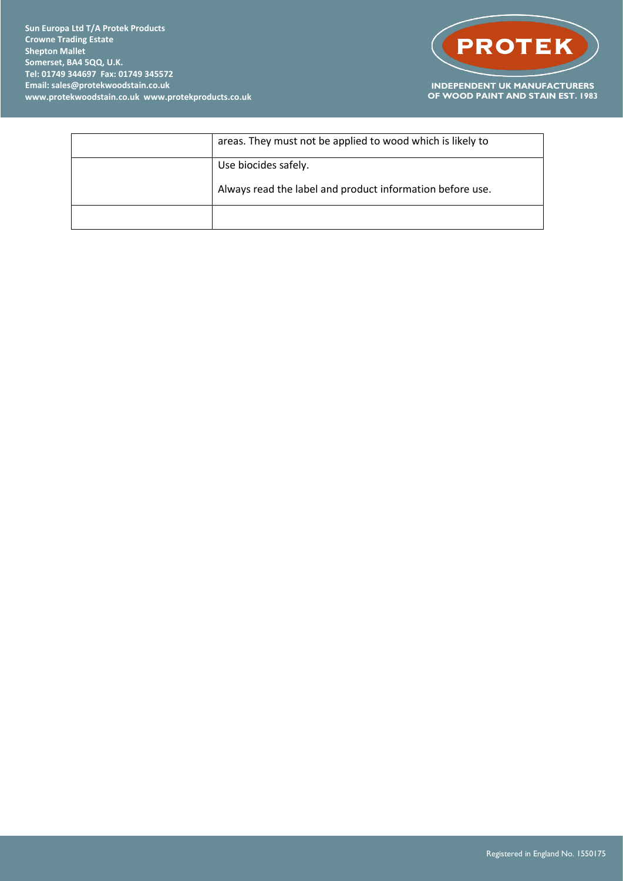| | |
|---|---|
| | areas. They must not be applied to wood which is likely to |
| | Use biocides safely.<br><br>Always read the label and product information before use. |
| | |